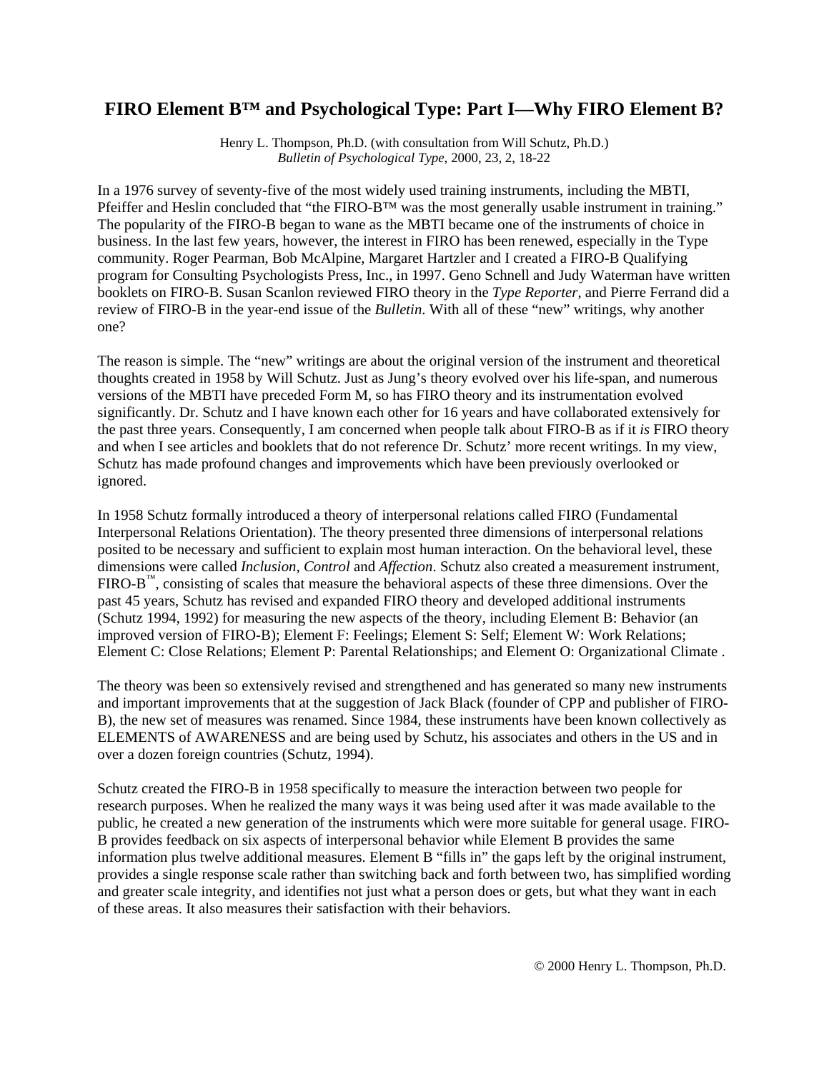# FIRO Element B™ and Psychological Type: Part I—Why FIRO Element B?

Henry L. Thompson, Ph.D. (with consultation from Will Schutz, Ph.D.)
*Bulletin of Psychological Type*, 2000, 23, 2, 18-22

In a 1976 survey of seventy-five of the most widely used training instruments, including the MBTI, Pfeiffer and Heslin concluded that "the FIRO-B™ was the most generally usable instrument in training." The popularity of the FIRO-B began to wane as the MBTI became one of the instruments of choice in business. In the last few years, however, the interest in FIRO has been renewed, especially in the Type community. Roger Pearman, Bob McAlpine, Margaret Hartzler and I created a FIRO-B Qualifying program for Consulting Psychologists Press, Inc., in 1997. Geno Schnell and Judy Waterman have written booklets on FIRO-B. Susan Scanlon reviewed FIRO theory in the *Type Reporter*, and Pierre Ferrand did a review of FIRO-B in the year-end issue of the *Bulletin*. With all of these "new" writings, why another one?

The reason is simple. The "new" writings are about the original version of the instrument and theoretical thoughts created in 1958 by Will Schutz. Just as Jung's theory evolved over his life-span, and numerous versions of the MBTI have preceded Form M, so has FIRO theory and its instrumentation evolved significantly. Dr. Schutz and I have known each other for 16 years and have collaborated extensively for the past three years. Consequently, I am concerned when people talk about FIRO-B as if it *is* FIRO theory and when I see articles and booklets that do not reference Dr. Schutz' more recent writings. In my view, Schutz has made profound changes and improvements which have been previously overlooked or ignored.

In 1958 Schutz formally introduced a theory of interpersonal relations called FIRO (Fundamental Interpersonal Relations Orientation). The theory presented three dimensions of interpersonal relations posited to be necessary and sufficient to explain most human interaction. On the behavioral level, these dimensions were called *Inclusion*, *Control* and *Affection*. Schutz also created a measurement instrument, FIRO-B™, consisting of scales that measure the behavioral aspects of these three dimensions. Over the past 45 years, Schutz has revised and expanded FIRO theory and developed additional instruments (Schutz 1994, 1992) for measuring the new aspects of the theory, including Element B: Behavior (an improved version of FIRO-B); Element F: Feelings; Element S: Self; Element W: Work Relations; Element C: Close Relations; Element P: Parental Relationships; and Element O: Organizational Climate .

The theory was been so extensively revised and strengthened and has generated so many new instruments and important improvements that at the suggestion of Jack Black (founder of CPP and publisher of FIRO-B), the new set of measures was renamed. Since 1984, these instruments have been known collectively as ELEMENTS of AWARENESS and are being used by Schutz, his associates and others in the US and in over a dozen foreign countries (Schutz, 1994).

Schutz created the FIRO-B in 1958 specifically to measure the interaction between two people for research purposes. When he realized the many ways it was being used after it was made available to the public, he created a new generation of the instruments which were more suitable for general usage. FIRO-B provides feedback on six aspects of interpersonal behavior while Element B provides the same information plus twelve additional measures. Element B "fills in" the gaps left by the original instrument, provides a single response scale rather than switching back and forth between two, has simplified wording and greater scale integrity, and identifies not just what a person does or gets, but what they want in each of these areas. It also measures their satisfaction with their behaviors.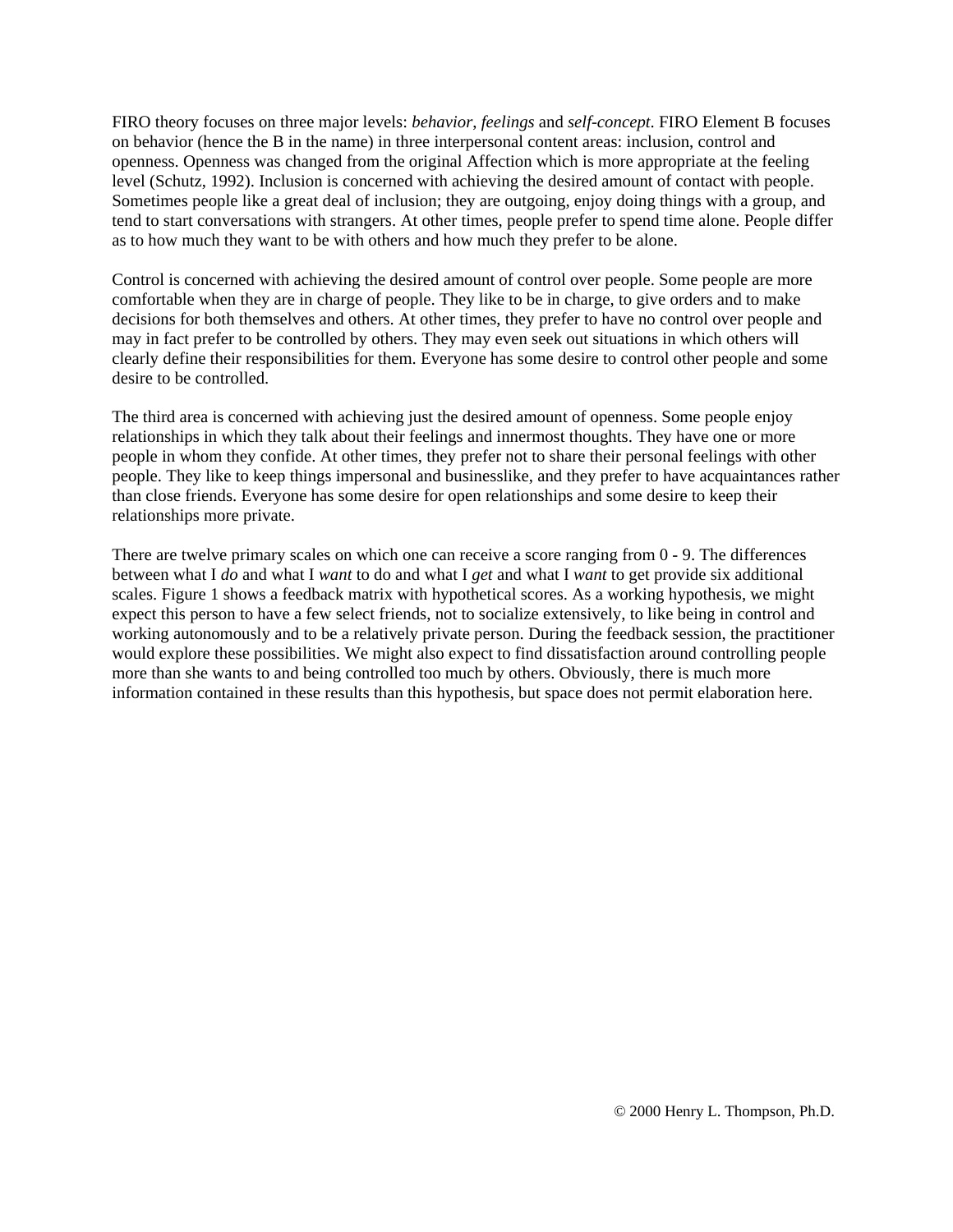FIRO theory focuses on three major levels: *behavior*, *feelings* and *self-concept*. FIRO Element B focuses on behavior (hence the B in the name) in three interpersonal content areas: inclusion, control and openness. Openness was changed from the original Affection which is more appropriate at the feeling level (Schutz, 1992). Inclusion is concerned with achieving the desired amount of contact with people. Sometimes people like a great deal of inclusion; they are outgoing, enjoy doing things with a group, and tend to start conversations with strangers. At other times, people prefer to spend time alone. People differ as to how much they want to be with others and how much they prefer to be alone.

Control is concerned with achieving the desired amount of control over people. Some people are more comfortable when they are in charge of people. They like to be in charge, to give orders and to make decisions for both themselves and others. At other times, they prefer to have no control over people and may in fact prefer to be controlled by others. They may even seek out situations in which others will clearly define their responsibilities for them. Everyone has some desire to control other people and some desire to be controlled.

The third area is concerned with achieving just the desired amount of openness. Some people enjoy relationships in which they talk about their feelings and innermost thoughts. They have one or more people in whom they confide. At other times, they prefer not to share their personal feelings with other people. They like to keep things impersonal and businesslike, and they prefer to have acquaintances rather than close friends. Everyone has some desire for open relationships and some desire to keep their relationships more private.

There are twelve primary scales on which one can receive a score ranging from 0 - 9. The differences between what I *do* and what I *want* to do and what I *get* and what I *want* to get provide six additional scales. Figure 1 shows a feedback matrix with hypothetical scores. As a working hypothesis, we might expect this person to have a few select friends, not to socialize extensively, to like being in control and working autonomously and to be a relatively private person. During the feedback session, the practitioner would explore these possibilities. We might also expect to find dissatisfaction around controlling people more than she wants to and being controlled too much by others. Obviously, there is much more information contained in these results than this hypothesis, but space does not permit elaboration here.

© 2000 Henry L. Thompson, Ph.D.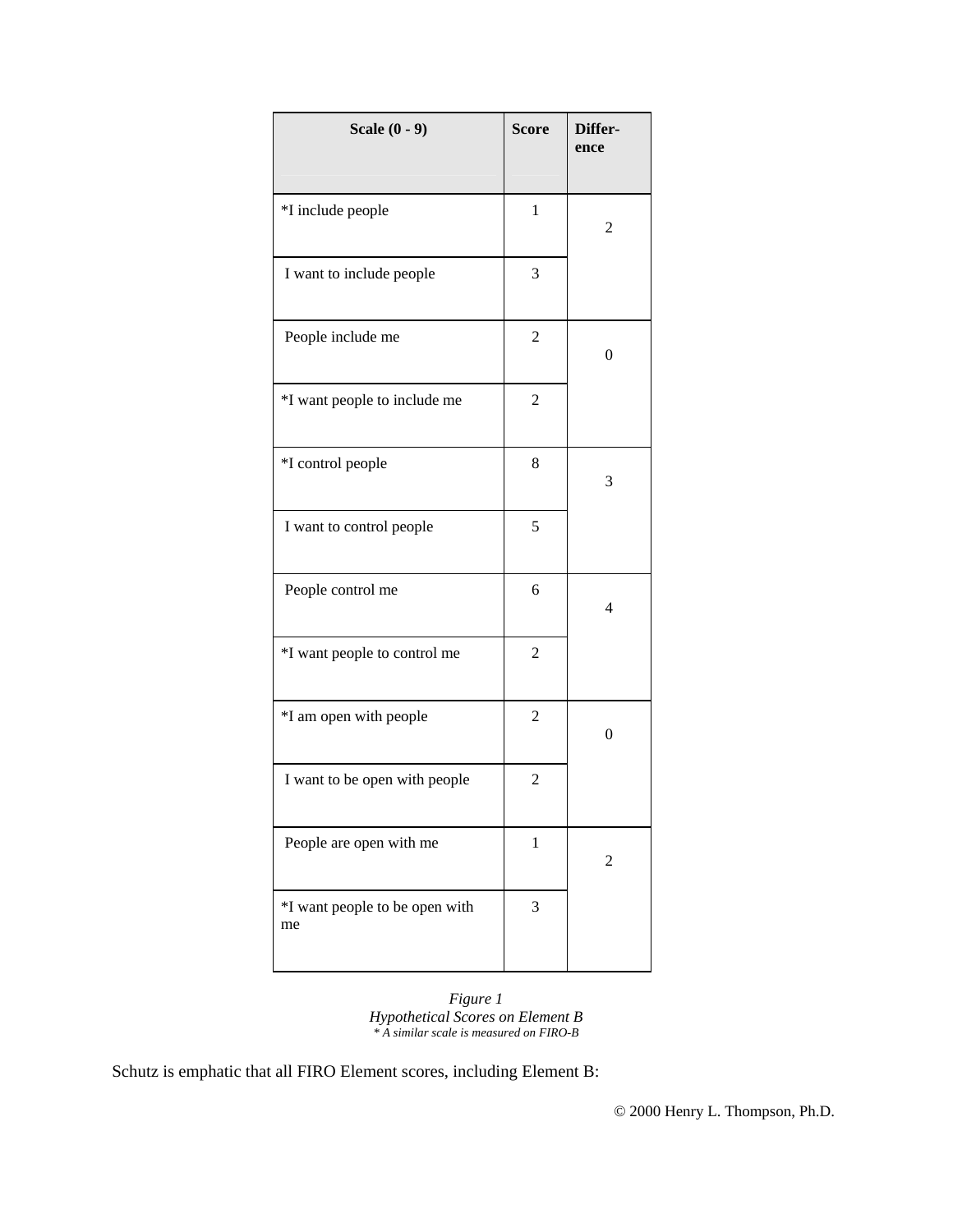| Scale (0 - 9) | Score | Differ-ence |
|---|---|---|
| *I include people | 1 | 2 |
| I want to include people | 3 | |
| People include me | 2 | 0 |
| *I want people to include me | 2 | |
| *I control people | 8 | 3 |
| I want to control people | 5 | |
| People control me | 6 | 4 |
| *I want people to control me | 2 | |
| *I am open with people | 2 | 0 |
| I want to be open with people | 2 | |
| People are open with me | 1 | 2 |
| *I want people to be open with me | 3 | |

*Figure 1*
*Hypothetical Scores on Element B*
*\* A similar scale is measured on FIRO-B*

Schutz is emphatic that all FIRO Element scores, including Element B:

© 2000 Henry L. Thompson, Ph.D.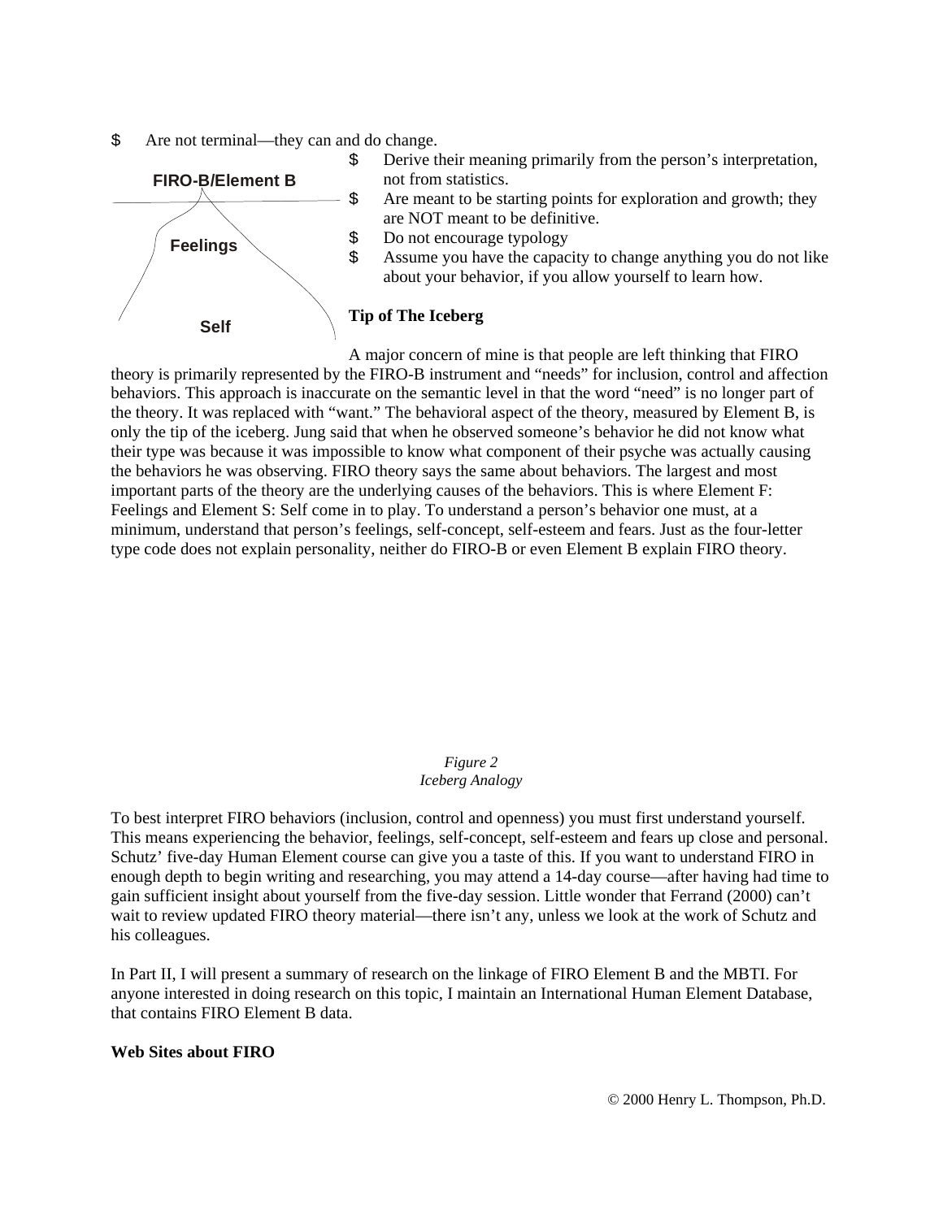- Are not terminal—they can and do change.
- Derive their meaning primarily from the person's interpretation, not from statistics.
- Are meant to be starting points for exploration and growth; they are NOT meant to be definitive.
- Do not encourage typology
- Assume you have the capacity to change anything you do not like about your behavior, if you allow yourself to learn how.

FIRO-B/Element B

Feelings

Self

**Tip of The Iceberg**

A major concern of mine is that people are left thinking that FIRO theory is primarily represented by the FIRO-B instrument and "needs" for inclusion, control and affection behaviors. This approach is inaccurate on the semantic level in that the word "need" is no longer part of the theory. It was replaced with "want." The behavioral aspect of the theory, measured by Element B, is only the tip of the iceberg. Jung said that when he observed someone's behavior he did not know what their type was because it was impossible to know what component of their psyche was actually causing the behaviors he was observing. FIRO theory says the same about behaviors. The largest and most important parts of the theory are the underlying causes of the behaviors. This is where Element F: Feelings and Element S: Self come in to play. To understand a person's behavior one must, at a minimum, understand that person's feelings, self-concept, self-esteem and fears. Just as the four-letter type code does not explain personality, neither do FIRO-B or even Element B explain FIRO theory.

*Figure 2*
*Iceberg Analogy*

To best interpret FIRO behaviors (inclusion, control and openness) you must first understand yourself. This means experiencing the behavior, feelings, self-concept, self-esteem and fears up close and personal. Schutz' five-day Human Element course can give you a taste of this. If you want to understand FIRO in enough depth to begin writing and researching, you may attend a 14-day course—after having had time to gain sufficient insight about yourself from the five-day session. Little wonder that Ferrand (2000) can't wait to review updated FIRO theory material—there isn't any, unless we look at the work of Schutz and his colleagues.

In Part II, I will present a summary of research on the linkage of FIRO Element B and the MBTI. For anyone interested in doing research on this topic, I maintain an International Human Element Database, that contains FIRO Element B data.

**Web Sites about FIRO**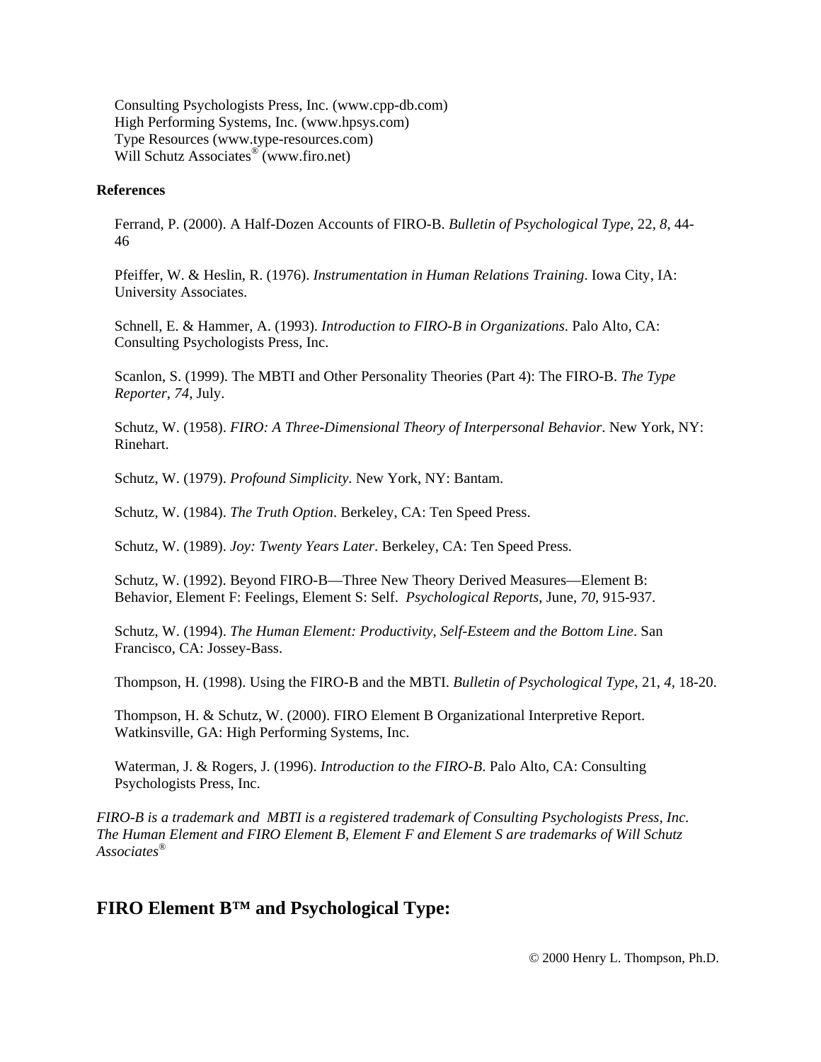Consulting Psychologists Press, Inc. (www.cpp-db.com)
High Performing Systems, Inc. (www.hpsys.com)
Type Resources (www.type-resources.com)
Will Schutz Associates® (www.firo.net)

**References**

Ferrand, P. (2000). A Half-Dozen Accounts of FIRO-B. *Bulletin of Psychological Type,* 22, *8,* 44-46

Pfeiffer, W. & Heslin, R. (1976). *Instrumentation in Human Relations Training*. Iowa City, IA: University Associates.

Schnell, E. & Hammer, A. (1993). *Introduction to FIRO-B in Organizations*. Palo Alto, CA: Consulting Psychologists Press, Inc.

Scanlon, S. (1999). The MBTI and Other Personality Theories (Part 4): The FIRO-B. *The Type Reporter*, *74*, July.

Schutz, W. (1958). *FIRO: A Three-Dimensional Theory of Interpersonal Behavior*. New York, NY: Rinehart.

Schutz, W. (1979). *Profound Simplicity*. New York, NY: Bantam.

Schutz, W. (1984). *The Truth Option*. Berkeley, CA: Ten Speed Press.

Schutz, W. (1989). *Joy: Twenty Years Later*. Berkeley, CA: Ten Speed Press.

Schutz, W. (1992). Beyond FIRO-B—Three New Theory Derived Measures—Element B: Behavior, Element F: Feelings, Element S: Self. *Psychological Reports*, June, *70*, 915-937.

Schutz, W. (1994). *The Human Element: Productivity, Self-Esteem and the Bottom Line*. San Francisco, CA: Jossey-Bass.

Thompson, H. (1998). Using the FIRO-B and the MBTI. *Bulletin of Psychological Type*, 21, *4*, 18-20.

Thompson, H. & Schutz, W. (2000). FIRO Element B Organizational Interpretive Report. Watkinsville, GA: High Performing Systems, Inc.

Waterman, J. & Rogers, J. (1996). *Introduction to the FIRO-B*. Palo Alto, CA: Consulting Psychologists Press, Inc.

*FIRO-B is a trademark and MBTI is a registered trademark of Consulting Psychologists Press, Inc. The Human Element and FIRO Element B, Element F and Element S are trademarks of Will Schutz Associates®*

## FIRO Element B™ and Psychological Type:

© 2000 Henry L. Thompson, Ph.D.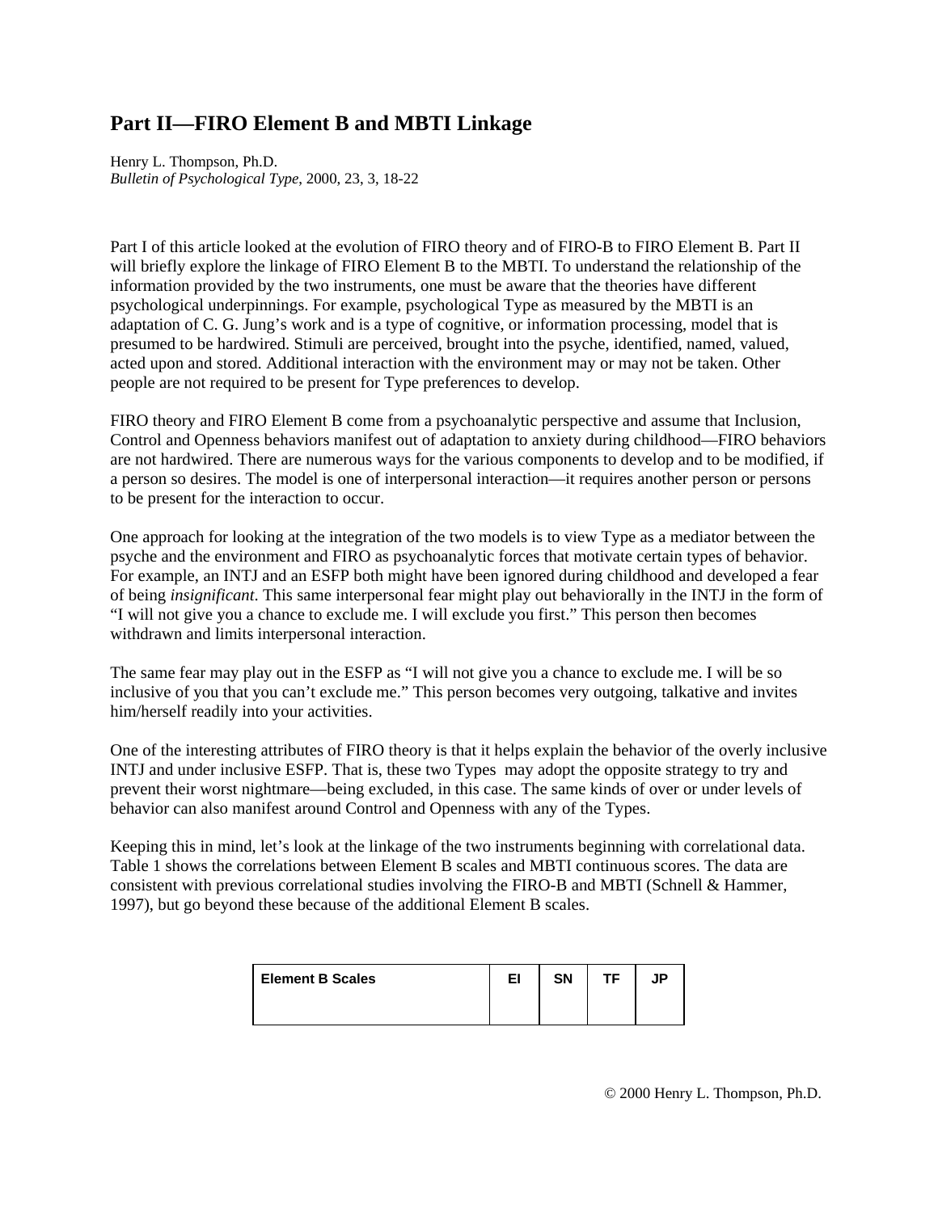## Part II—FIRO Element B and MBTI Linkage

Henry L. Thompson, Ph.D.
*Bulletin of Psychological Type*, 2000, 23, 3, 18-22

Part I of this article looked at the evolution of FIRO theory and of FIRO-B to FIRO Element B. Part II will briefly explore the linkage of FIRO Element B to the MBTI. To understand the relationship of the information provided by the two instruments, one must be aware that the theories have different psychological underpinnings. For example, psychological Type as measured by the MBTI is an adaptation of C. G. Jung's work and is a type of cognitive, or information processing, model that is presumed to be hardwired. Stimuli are perceived, brought into the psyche, identified, named, valued, acted upon and stored. Additional interaction with the environment may or may not be taken. Other people are not required to be present for Type preferences to develop.

FIRO theory and FIRO Element B come from a psychoanalytic perspective and assume that Inclusion, Control and Openness behaviors manifest out of adaptation to anxiety during childhood—FIRO behaviors are not hardwired. There are numerous ways for the various components to develop and to be modified, if a person so desires. The model is one of interpersonal interaction—it requires another person or persons to be present for the interaction to occur.

One approach for looking at the integration of the two models is to view Type as a mediator between the psyche and the environment and FIRO as psychoanalytic forces that motivate certain types of behavior. For example, an INTJ and an ESFP both might have been ignored during childhood and developed a fear of being *insignificant*. This same interpersonal fear might play out behaviorally in the INTJ in the form of "I will not give you a chance to exclude me. I will exclude you first." This person then becomes withdrawn and limits interpersonal interaction.

The same fear may play out in the ESFP as "I will not give you a chance to exclude me. I will be so inclusive of you that you can't exclude me." This person becomes very outgoing, talkative and invites him/herself readily into your activities.

One of the interesting attributes of FIRO theory is that it helps explain the behavior of the overly inclusive INTJ and under inclusive ESFP. That is, these two Types may adopt the opposite strategy to try and prevent their worst nightmare—being excluded, in this case. The same kinds of over or under levels of behavior can also manifest around Control and Openness with any of the Types.

Keeping this in mind, let's look at the linkage of the two instruments beginning with correlational data. Table 1 shows the correlations between Element B scales and MBTI continuous scores. The data are consistent with previous correlational studies involving the FIRO-B and MBTI (Schnell & Hammer, 1997), but go beyond these because of the additional Element B scales.

| Element B Scales | EI | SN | TF | JP |
|---|---|---|---|---|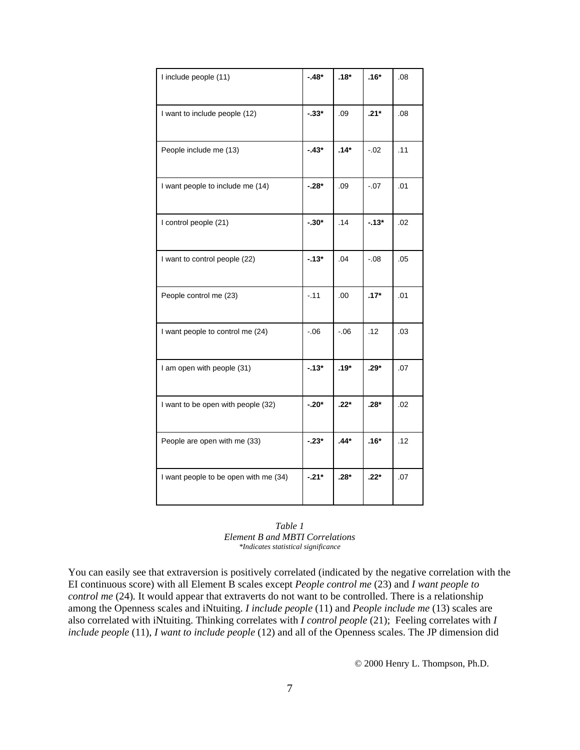| | | | | |
|---|---|---|---|---|
| I include people (11) | **-.48*** | **.18*** | **.16*** | .08 |
| I want to include people (12) | **-.33*** | .09 | **.21*** | .08 |
| People include me (13) | **-.43*** | **.14*** | -.02 | .11 |
| I want people to include me (14) | **-.28*** | .09 | -.07 | .01 |
| I control people (21) | **-.30*** | .14 | **-.13*** | .02 |
| I want to control people (22) | **-.13*** | .04 | -.08 | .05 |
| People control me (23) | -.11 | .00 | **.17*** | .01 |
| I want people to control me (24) | -.06 | -.06 | .12 | .03 |
| I am open with people (31) | **-.13*** | **.19*** | **.29*** | .07 |
| I want to be open with people (32) | **-.20*** | **.22*** | **.28*** | .02 |
| People are open with me (33) | **-.23*** | **.44*** | **.16*** | .12 |
| I want people to be open with me (34) | **-.21*** | **.28*** | **.22*** | .07 |

*Table 1*
*Element B and MBTI Correlations*
*\*Indicates statistical significance*

You can easily see that extraversion is positively correlated (indicated by the negative correlation with the EI continuous score) with all Element B scales except *People control me* (23) and *I want people to control me* (24). It would appear that extraverts do not want to be controlled. There is a relationship among the Openness scales and iNtuiting. *I include people* (11) and *People include me* (13) scales are also correlated with iNtuiting. Thinking correlates with *I control people* (21); Feeling correlates with *I include people* (11), *I want to include people* (12) and all of the Openness scales. The JP dimension did

© 2000 Henry L. Thompson, Ph.D.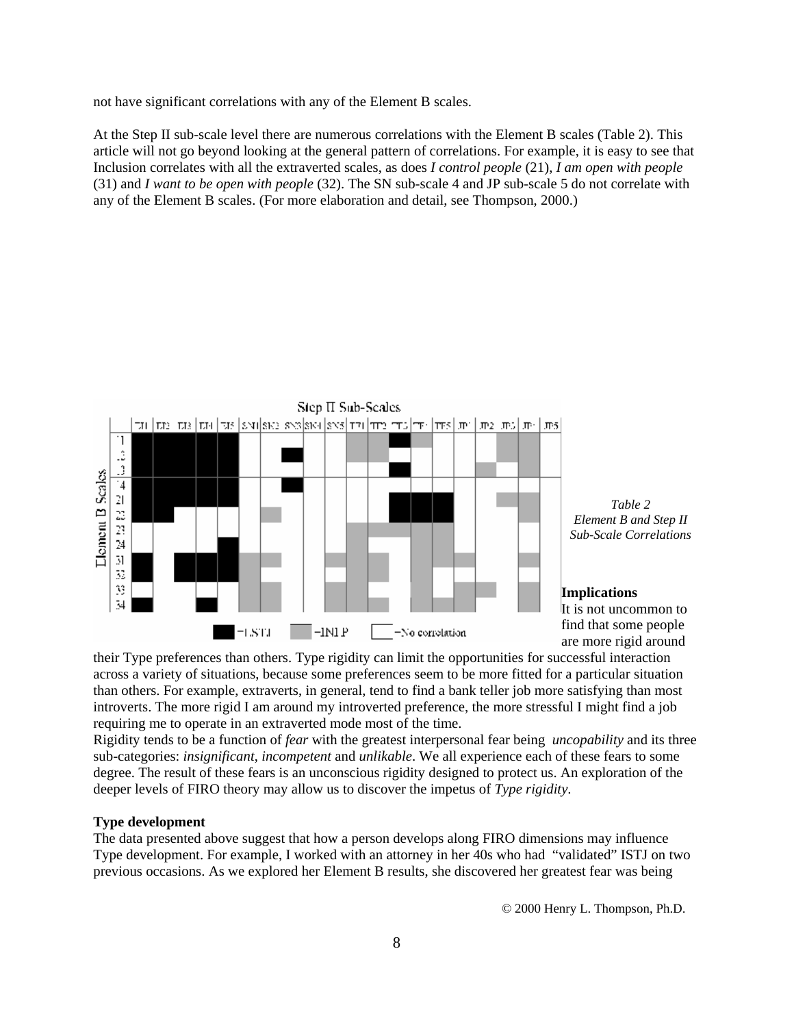not have significant correlations with any of the Element B scales.

At the Step II sub-scale level there are numerous correlations with the Element B scales (Table 2). This article will not go beyond looking at the general pattern of correlations. For example, it is easy to see that Inclusion correlates with all the extraverted scales, as does *I control people* (21), *I am open with people* (31) and *I want to be open with people* (32). The SN sub-scale 4 and JP sub-scale 5 do not correlate with any of the Element B scales. (For more elaboration and detail, see Thompson, 2000.)

*Table 2*
*Element B and Step II Sub-Scale Correlations*

**Implications**

It is not uncommon to find that some people are more rigid around their Type preferences than others. Type rigidity can limit the opportunities for successful interaction across a variety of situations, because some preferences seem to be more fitted for a particular situation than others. For example, extraverts, in general, tend to find a bank teller job more satisfying than most introverts. The more rigid I am around my introverted preference, the more stressful I might find a job requiring me to operate in an extraverted mode most of the time.

Rigidity tends to be a function of *fear* with the greatest interpersonal fear being *uncopability* and its three sub-categories: *insignificant*, *incompetent* and *unlikable*. We all experience each of these fears to some degree. The result of these fears is an unconscious rigidity designed to protect us. An exploration of the deeper levels of FIRO theory may allow us to discover the impetus of *Type rigidity*.

**Type development**

The data presented above suggest that how a person develops along FIRO dimensions may influence Type development. For example, I worked with an attorney in her 40s who had "validated" ISTJ on two previous occasions. As we explored her Element B results, she discovered her greatest fear was being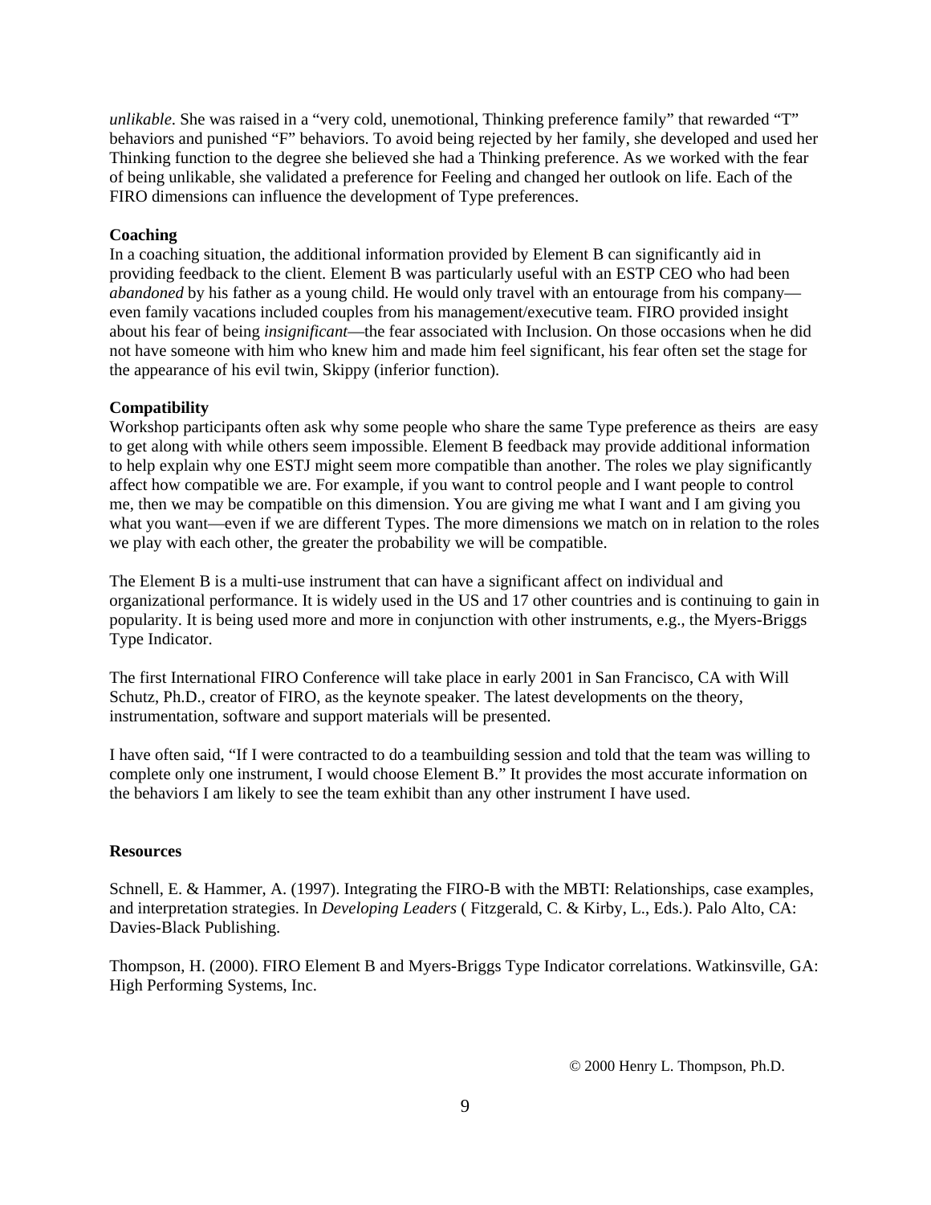*unlikable*. She was raised in a "very cold, unemotional, Thinking preference family" that rewarded "T" behaviors and punished "F" behaviors. To avoid being rejected by her family, she developed and used her Thinking function to the degree she believed she had a Thinking preference. As we worked with the fear of being unlikable, she validated a preference for Feeling and changed her outlook on life. Each of the FIRO dimensions can influence the development of Type preferences.

**Coaching**

In a coaching situation, the additional information provided by Element B can significantly aid in providing feedback to the client. Element B was particularly useful with an ESTP CEO who had been *abandoned* by his father as a young child. He would only travel with an entourage from his company—even family vacations included couples from his management/executive team. FIRO provided insight about his fear of being *insignificant*—the fear associated with Inclusion. On those occasions when he did not have someone with him who knew him and made him feel significant, his fear often set the stage for the appearance of his evil twin, Skippy (inferior function).

**Compatibility**

Workshop participants often ask why some people who share the same Type preference as theirs are easy to get along with while others seem impossible. Element B feedback may provide additional information to help explain why one ESTJ might seem more compatible than another. The roles we play significantly affect how compatible we are. For example, if you want to control people and I want people to control me, then we may be compatible on this dimension. You are giving me what I want and I am giving you what you want—even if we are different Types. The more dimensions we match on in relation to the roles we play with each other, the greater the probability we will be compatible.

The Element B is a multi-use instrument that can have a significant affect on individual and organizational performance. It is widely used in the US and 17 other countries and is continuing to gain in popularity. It is being used more and more in conjunction with other instruments, e.g., the Myers-Briggs Type Indicator.

The first International FIRO Conference will take place in early 2001 in San Francisco, CA with Will Schutz, Ph.D., creator of FIRO, as the keynote speaker. The latest developments on the theory, instrumentation, software and support materials will be presented.

I have often said, "If I were contracted to do a teambuilding session and told that the team was willing to complete only one instrument, I would choose Element B." It provides the most accurate information on the behaviors I am likely to see the team exhibit than any other instrument I have used.

**Resources**

Schnell, E. & Hammer, A. (1997). Integrating the FIRO-B with the MBTI: Relationships, case examples, and interpretation strategies. In *Developing Leaders* ( Fitzgerald, C. & Kirby, L., Eds.). Palo Alto, CA: Davies-Black Publishing.

Thompson, H. (2000). FIRO Element B and Myers-Briggs Type Indicator correlations. Watkinsville, GA: High Performing Systems, Inc.

© 2000 Henry L. Thompson, Ph.D.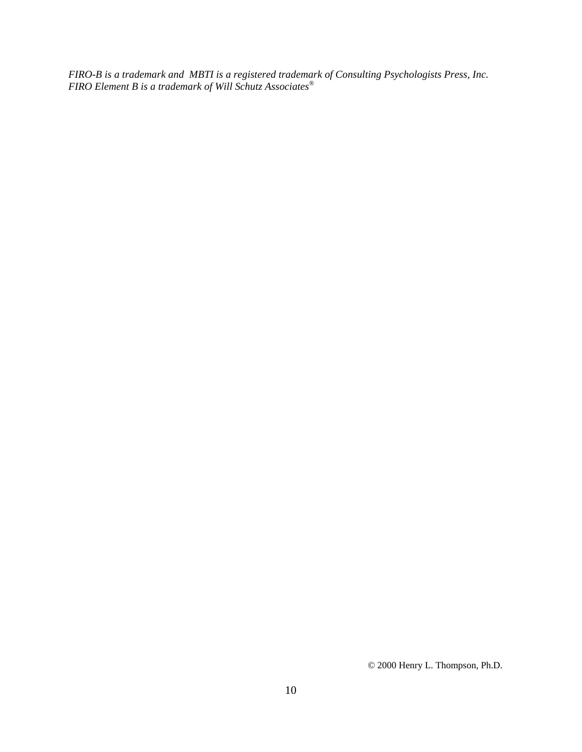*FIRO-B is a trademark and  MBTI is a registered trademark of Consulting Psychologists Press, Inc.*
*FIRO Element B is a trademark of Will Schutz Associates®*

© 2000 Henry L. Thompson, Ph.D.